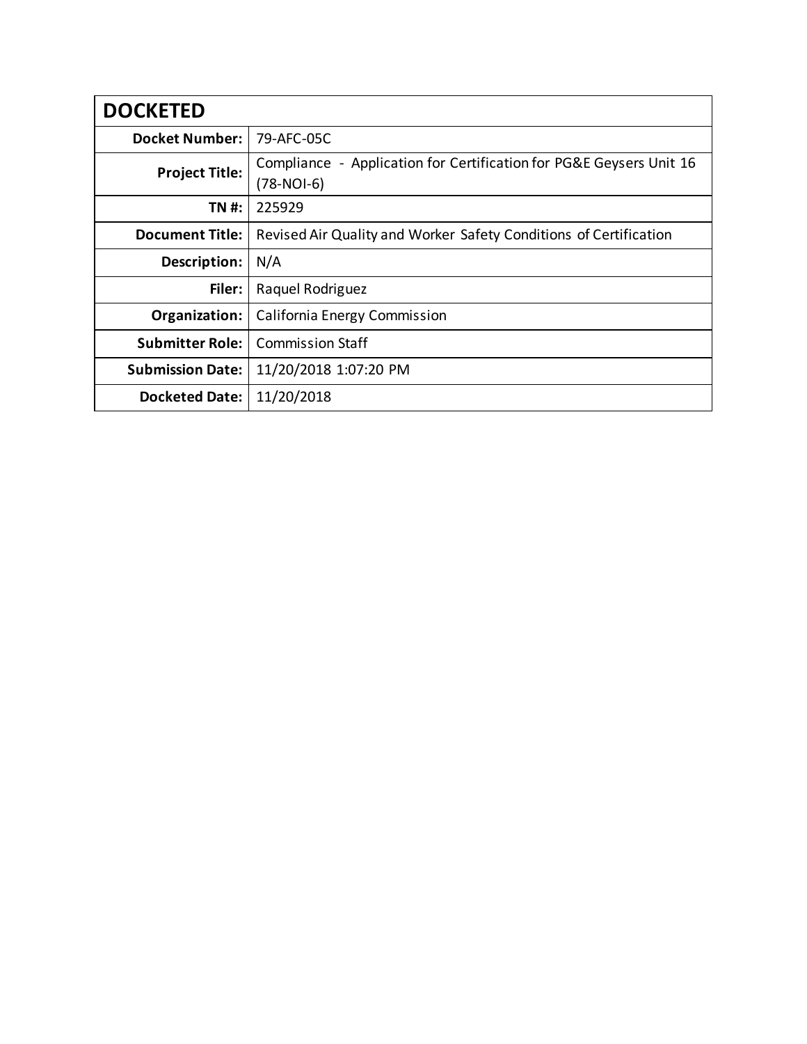| DOCKETED | |
|---|---|
| **Docket Number:** | 79-AFC-05C |
| **Project Title:** | Compliance - Application for Certification for PG&E Geysers Unit 16 (78-NOI-6) |
| **TN #:** | 225929 |
| **Document Title:** | Revised Air Quality and Worker Safety Conditions of Certification |
| **Description:** | N/A |
| **Filer:** | Raquel Rodriguez |
| **Organization:** | California Energy Commission |
| **Submitter Role:** | Commission Staff |
| **Submission Date:** | 11/20/2018 1:07:20 PM |
| **Docketed Date:** | 11/20/2018 |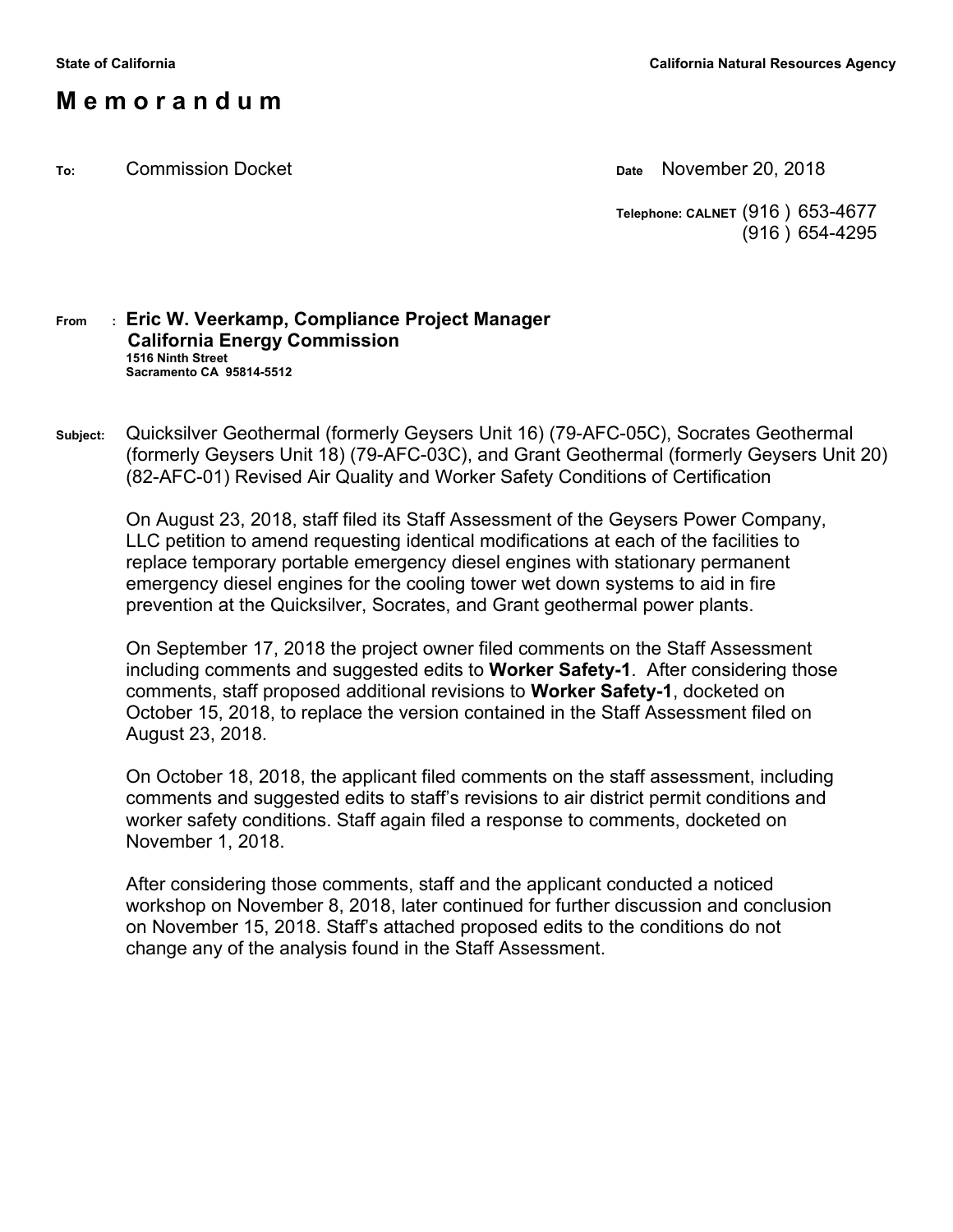State of California | California Natural Resources Agency

# M e m o r a n d u m

**To:** Commission Docket

**Date** November 20, 2018

**Telephone: CALNET** (916 ) 653-4677
(916 ) 654-4295

**From :** **Eric W. Veerkamp, Compliance Project Manager**
**California Energy Commission**
**1516 Ninth Street**
**Sacramento CA 95814-5512**

**Subject:** Quicksilver Geothermal (formerly Geysers Unit 16) (79-AFC-05C), Socrates Geothermal (formerly Geysers Unit 18) (79-AFC-03C), and Grant Geothermal (formerly Geysers Unit 20) (82-AFC-01) Revised Air Quality and Worker Safety Conditions of Certification

On August 23, 2018, staff filed its Staff Assessment of the Geysers Power Company, LLC petition to amend requesting identical modifications at each of the facilities to replace temporary portable emergency diesel engines with stationary permanent emergency diesel engines for the cooling tower wet down systems to aid in fire prevention at the Quicksilver, Socrates, and Grant geothermal power plants.

On September 17, 2018 the project owner filed comments on the Staff Assessment including comments and suggested edits to **Worker Safety-1**. After considering those comments, staff proposed additional revisions to **Worker Safety-1**, docketed on October 15, 2018, to replace the version contained in the Staff Assessment filed on August 23, 2018.

On October 18, 2018, the applicant filed comments on the staff assessment, including comments and suggested edits to staff's revisions to air district permit conditions and worker safety conditions. Staff again filed a response to comments, docketed on November 1, 2018.

After considering those comments, staff and the applicant conducted a noticed workshop on November 8, 2018, later continued for further discussion and conclusion on November 15, 2018. Staff's attached proposed edits to the conditions do not change any of the analysis found in the Staff Assessment.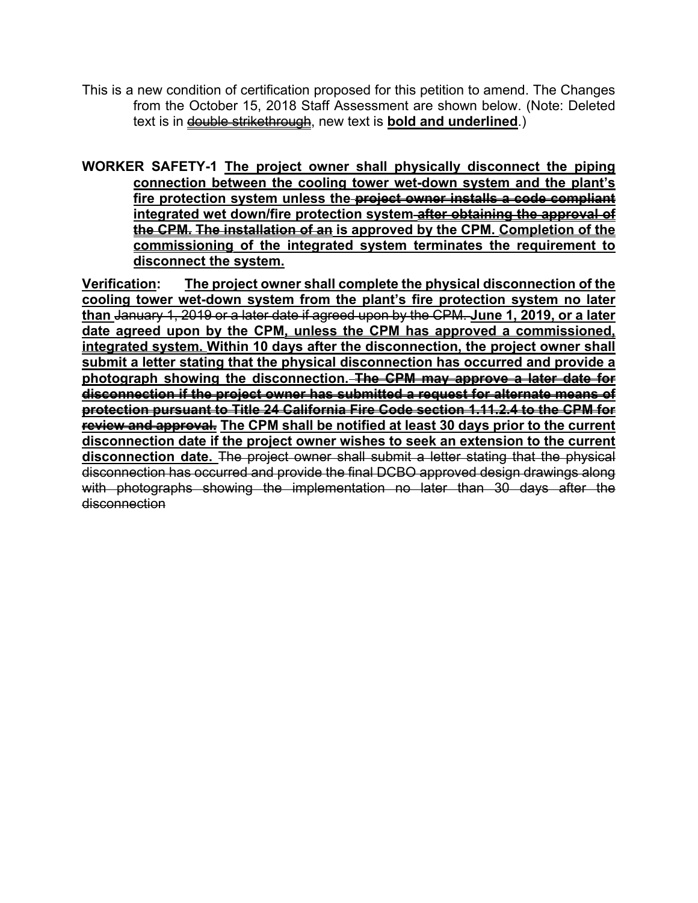This is a new condition of certification proposed for this petition to amend. The Changes from the October 15, 2018 Staff Assessment are shown below. (Note: Deleted text is in ~~double strikethrough~~, new text is **<u>bold and underlined</u>**.)

**WORKER SAFETY-1** **<u>The project owner shall physically disconnect the piping connection between the cooling tower wet-down system and the plant's fire protection system unless the</u>** ~~**project owner installs a code compliant**~~ **<u>integrated wet down/fire protection system</u>** ~~**after obtaining the approval of the CPM. The installation of an**~~ **<u>is approved by the CPM.</u>** **<u>Completion of the commissioning of the integrated system terminates the requirement to disconnect the system.</u>**

**<u>Verification:</u>** **<u>The project owner shall complete the physical disconnection of the cooling tower wet-down system from the plant's fire protection system no later than</u>** ~~January 1, 2019 or a later date if agreed upon by the CPM.~~ **<u>June 1, 2019, or a later date agreed upon by the CPM, unless the CPM has approved a commissioned, integrated system.</u>** **<u>Within 10 days after the disconnection, the project owner shall submit a letter stating that the physical disconnection has occurred and provide a photograph showing the disconnection.</u>** ~~**The CPM may approve a later date for disconnection if the project owner has submitted a request for alternate means of protection pursuant to Title 24 California Fire Code section 1.11.2.4 to the CPM for review and approval.**~~ **<u>The CPM shall be notified at least 30 days prior to the current disconnection date if the project owner wishes to seek an extension to the current disconnection date.</u>** ~~The project owner shall submit a letter stating that the physical disconnection has occurred and provide the final DCBO approved design drawings along with photographs showing the implementation no later than 30 days after the disconnection~~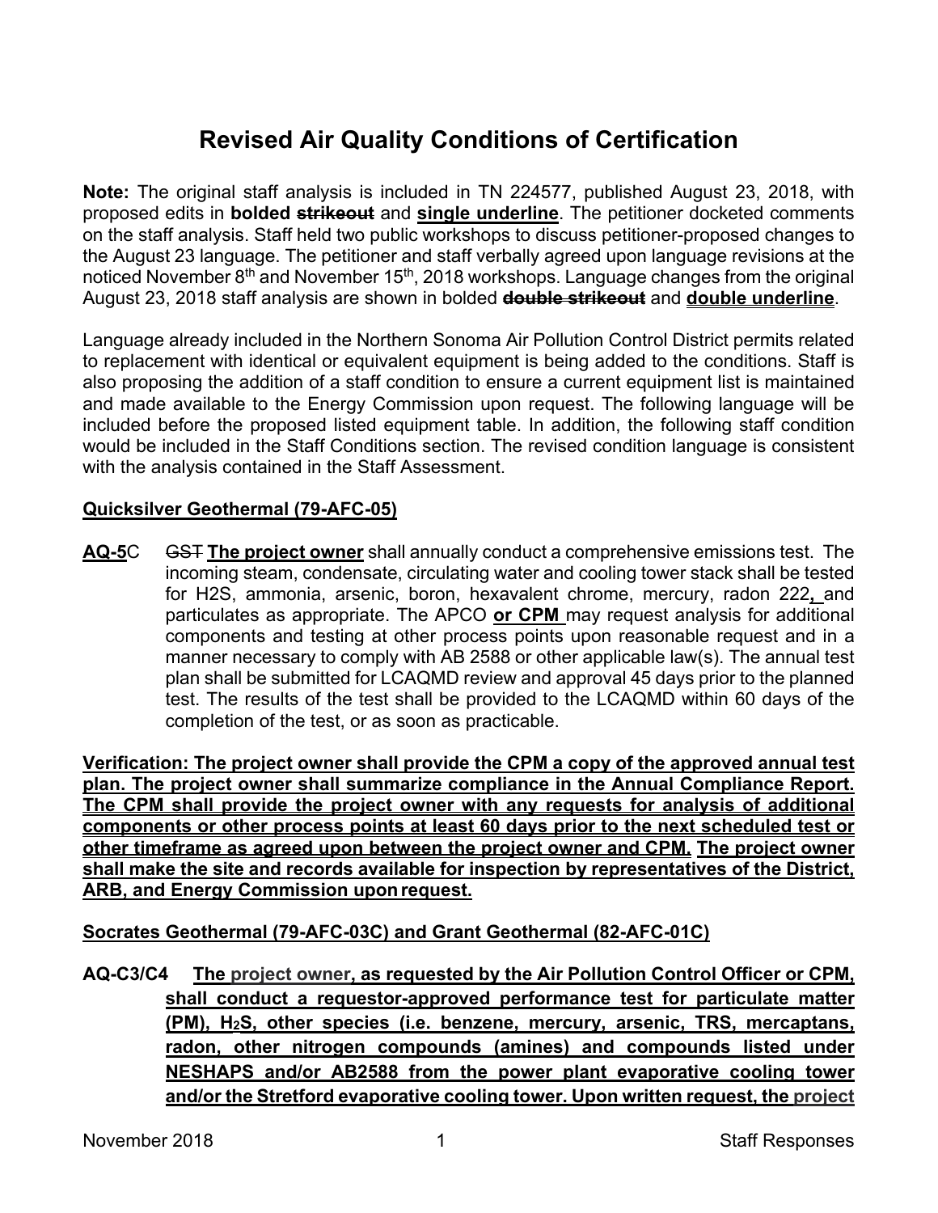# Revised Air Quality Conditions of Certification

**Note:** The original staff analysis is included in TN 224577, published August 23, 2018, with proposed edits in **bolded ~~strikeout~~** and **single underline**. The petitioner docketed comments on the staff analysis. Staff held two public workshops to discuss petitioner-proposed changes to the August 23 language. The petitioner and staff verbally agreed upon language revisions at the noticed November 8th and November 15th, 2018 workshops. Language changes from the original August 23, 2018 staff analysis are shown in bolded **~~double strikeout~~** and **double underline**.

Language already included in the Northern Sonoma Air Pollution Control District permits related to replacement with identical or equivalent equipment is being added to the conditions. Staff is also proposing the addition of a staff condition to ensure a current equipment list is maintained and made available to the Energy Commission upon request. The following language will be included before the proposed listed equipment table. In addition, the following staff condition would be included in the Staff Conditions section. The revised condition language is consistent with the analysis contained in the Staff Assessment.

**Quicksilver Geothermal (79-AFC-05)**

**AQ-5**C ~~GST~~ **The project owner** shall annually conduct a comprehensive emissions test. The incoming steam, condensate, circulating water and cooling tower stack shall be tested for H2S, ammonia, arsenic, boron, hexavalent chrome, mercury, radon 222**,** and particulates as appropriate. The APCO **or CPM** may request analysis for additional components and testing at other process points upon reasonable request and in a manner necessary to comply with AB 2588 or other applicable law(s). The annual test plan shall be submitted for LCAQMD review and approval 45 days prior to the planned test. The results of the test shall be provided to the LCAQMD within 60 days of the completion of the test, or as soon as practicable.

**Verification: The project owner shall provide the CPM a copy of the approved annual test plan. The project owner shall summarize compliance in the Annual Compliance Report. The CPM shall provide the project owner with any requests for analysis of additional components or other process points at least 60 days prior to the next scheduled test or other timeframe as agreed upon between the project owner and CPM. The project owner shall make the site and records available for inspection by representatives of the District, ARB, and Energy Commission upon request.**

**Socrates Geothermal (79-AFC-03C) and Grant Geothermal (82-AFC-01C)**

**AQ-C3/C4** **The project owner, as requested by the Air Pollution Control Officer or CPM, shall conduct a requestor-approved performance test for particulate matter (PM), $H_2S$, other species (i.e. benzene, mercury, arsenic, TRS, mercaptans, radon, other nitrogen compounds (amines) and compounds listed under NESHAPS and/or AB2588 from the power plant evaporative cooling tower and/or the Stretford evaporative cooling tower. Upon written request, the project**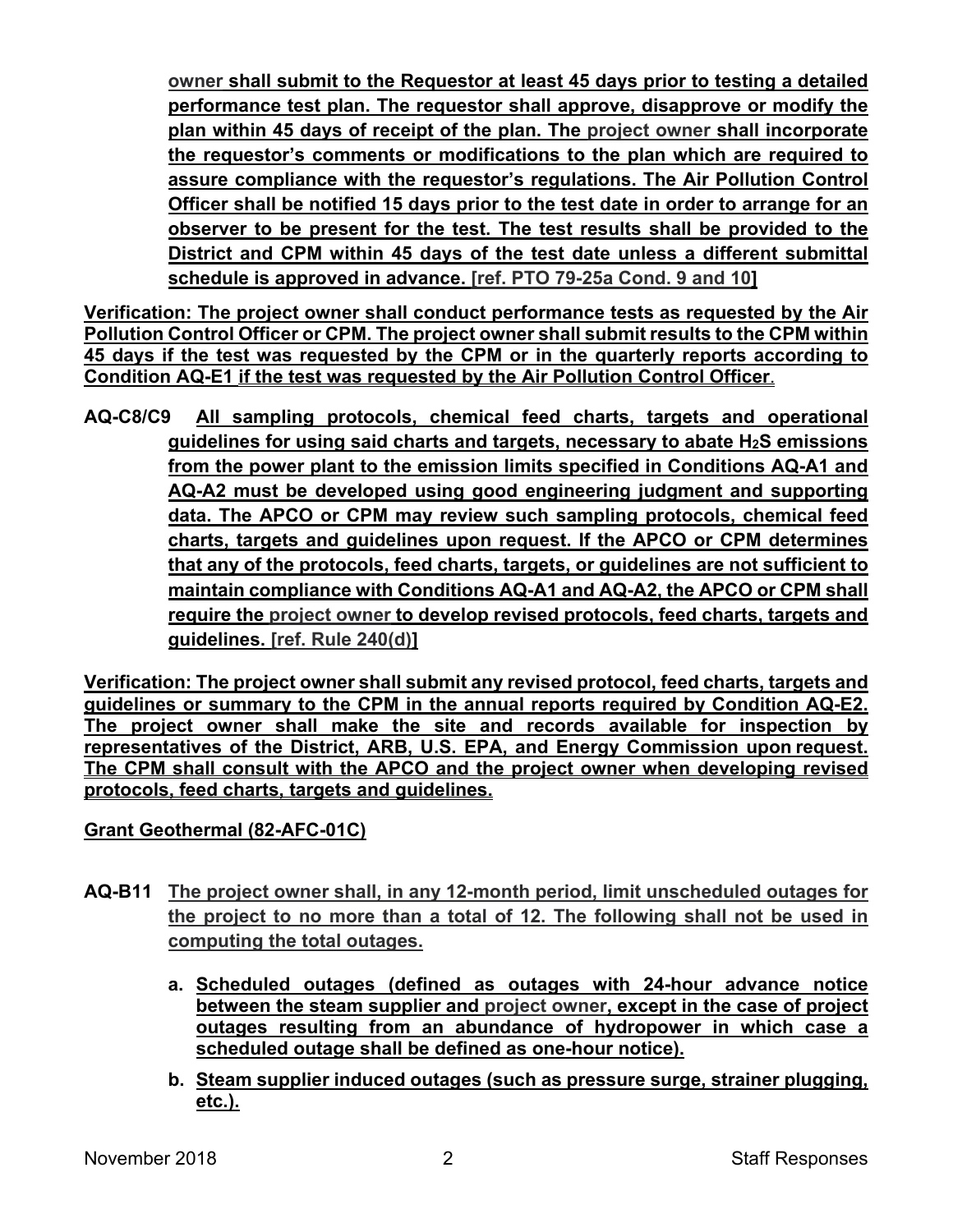**owner shall submit to the Requestor at least 45 days prior to testing a detailed performance test plan. The requestor shall approve, disapprove or modify the plan within 45 days of receipt of the plan. The project owner shall incorporate the requestor's comments or modifications to the plan which are required to assure compliance with the requestor's regulations. The Air Pollution Control Officer shall be notified 15 days prior to the test date in order to arrange for an observer to be present for the test. The test results shall be provided to the District and CPM within 45 days of the test date unless a different submittal schedule is approved in advance. [ref. PTO 79-25a Cond. 9 and 10]**

**Verification: The project owner shall conduct performance tests as requested by the Air Pollution Control Officer or CPM. The project owner shall submit results to the CPM within 45 days if the test was requested by the CPM or in the quarterly reports according to Condition AQ-E1 if the test was requested by the Air Pollution Control Officer.**

**AQ-C8/C9 All sampling protocols, chemical feed charts, targets and operational guidelines for using said charts and targets, necessary to abate $H_2S$ emissions from the power plant to the emission limits specified in Conditions AQ-A1 and AQ-A2 must be developed using good engineering judgment and supporting data. The APCO or CPM may review such sampling protocols, chemical feed charts, targets and guidelines upon request. If the APCO or CPM determines that any of the protocols, feed charts, targets, or guidelines are not sufficient to maintain compliance with Conditions AQ-A1 and AQ-A2, the APCO or CPM shall require the project owner to develop revised protocols, feed charts, targets and guidelines. [ref. Rule 240(d)]**

**Verification: The project owner shall submit any revised protocol, feed charts, targets and guidelines or summary to the CPM in the annual reports required by Condition AQ-E2. The project owner shall make the site and records available for inspection by representatives of the District, ARB, U.S. EPA, and Energy Commission upon request. The CPM shall consult with the APCO and the project owner when developing revised protocols, feed charts, targets and guidelines.**

**Grant Geothermal (82-AFC-01C)**

**AQ-B11 The project owner shall, in any 12-month period, limit unscheduled outages for the project to no more than a total of 12. The following shall not be used in computing the total outages.**

- **a. Scheduled outages (defined as outages with 24-hour advance notice between the steam supplier and project owner, except in the case of project outages resulting from an abundance of hydropower in which case a scheduled outage shall be defined as one-hour notice).**
- **b. Steam supplier induced outages (such as pressure surge, strainer plugging, etc.).**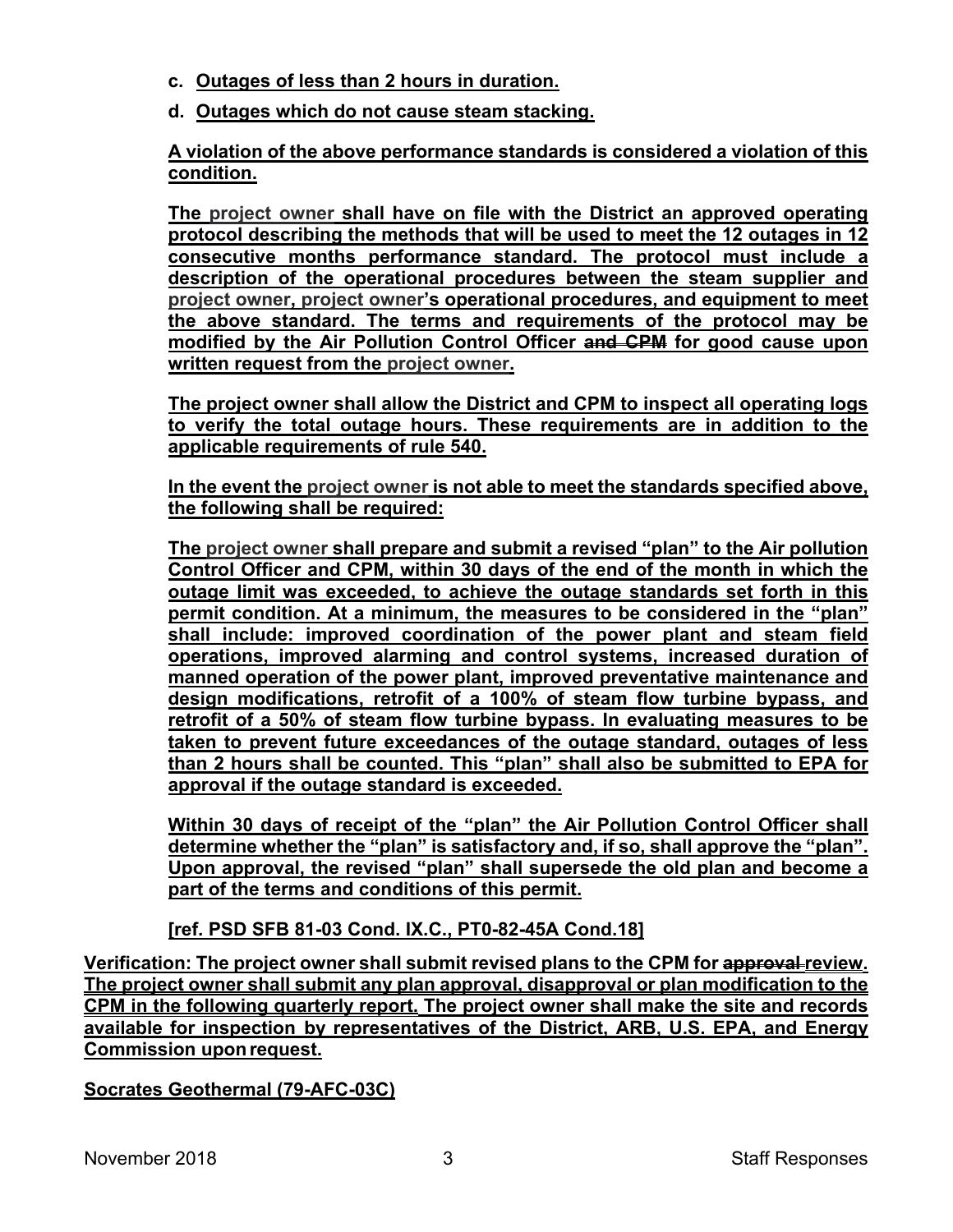c. Outages of less than 2 hours in duration.

d. Outages which do not cause steam stacking.

**A violation of the above performance standards is considered a violation of this condition.**

**The project owner shall have on file with the District an approved operating protocol describing the methods that will be used to meet the 12 outages in 12 consecutive months performance standard. The protocol must include a description of the operational procedures between the steam supplier and project owner, project owner's operational procedures, and equipment to meet the above standard. The terms and requirements of the protocol may be modified by the Air Pollution Control Officer ~~and CPM~~ for good cause upon written request from the project owner.**

**The project owner shall allow the District and CPM to inspect all operating logs to verify the total outage hours. These requirements are in addition to the applicable requirements of rule 540.**

**In the event the project owner is not able to meet the standards specified above, the following shall be required:**

**The project owner shall prepare and submit a revised "plan" to the Air pollution Control Officer and CPM, within 30 days of the end of the month in which the outage limit was exceeded, to achieve the outage standards set forth in this permit condition. At a minimum, the measures to be considered in the "plan" shall include: improved coordination of the power plant and steam field operations, improved alarming and control systems, increased duration of manned operation of the power plant, improved preventative maintenance and design modifications, retrofit of a 100% of steam flow turbine bypass, and retrofit of a 50% of steam flow turbine bypass. In evaluating measures to be taken to prevent future exceedances of the outage standard, outages of less than 2 hours shall be counted. This "plan" shall also be submitted to EPA for approval if the outage standard is exceeded.**

**Within 30 days of receipt of the "plan" the Air Pollution Control Officer shall determine whether the "plan" is satisfactory and, if so, shall approve the "plan". Upon approval, the revised "plan" shall supersede the old plan and become a part of the terms and conditions of this permit.**

**[ref. PSD SFB 81-03 Cond. IX.C., PT0-82-45A Cond.18]**

**Verification: The project owner shall submit revised plans to the CPM for ~~approval~~ review. The project owner shall submit any plan approval, disapproval or plan modification to the CPM in the following quarterly report. The project owner shall make the site and records available for inspection by representatives of the District, ARB, U.S. EPA, and Energy Commission upon request.**

**Socrates Geothermal (79-AFC-03C)**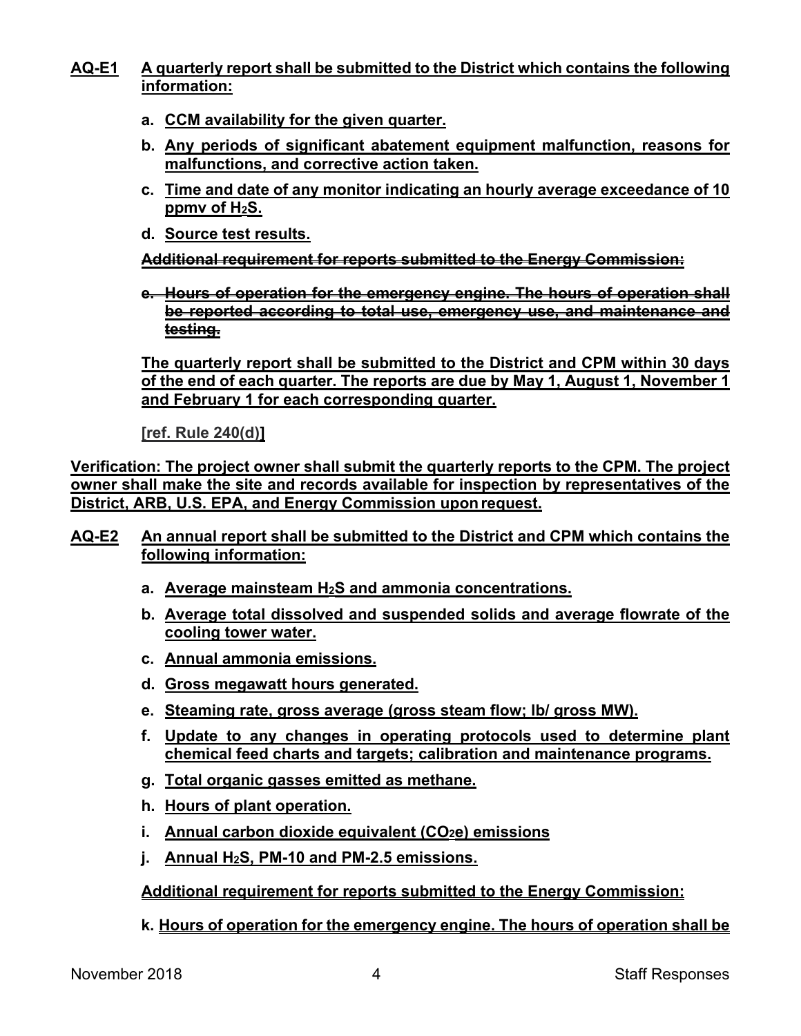**AQ-E1 A quarterly report shall be submitted to the District which contains the following information:**

- **a. CCM availability for the given quarter.**
- **b. Any periods of significant abatement equipment malfunction, reasons for malfunctions, and corrective action taken.**
- **c. Time and date of any monitor indicating an hourly average exceedance of 10 ppmv of $H_2S$.**
- **d. Source test results.**

~~**Additional requirement for reports submitted to the Energy Commission:**~~

- ~~**e. Hours of operation for the emergency engine. The hours of operation shall be reported according to total use, emergency use, and maintenance and testing.**~~

**The quarterly report shall be submitted to the District and CPM within 30 days of the end of each quarter. The reports are due by May 1, August 1, November 1 and February 1 for each corresponding quarter.**

**[ref. Rule 240(d)]**

**Verification: The project owner shall submit the quarterly reports to the CPM. The project owner shall make the site and records available for inspection by representatives of the District, ARB, U.S. EPA, and Energy Commission upon request.**

**AQ-E2 An annual report shall be submitted to the District and CPM which contains the following information:**

- **a. Average mainsteam $H_2S$ and ammonia concentrations.**
- **b. Average total dissolved and suspended solids and average flowrate of the cooling tower water.**
- **c. Annual ammonia emissions.**
- **d. Gross megawatt hours generated.**
- **e. Steaming rate, gross average (gross steam flow; lb/ gross MW).**
- **f. Update to any changes in operating protocols used to determine plant chemical feed charts and targets; calibration and maintenance programs.**
- **g. Total organic gasses emitted as methane.**
- **h. Hours of plant operation.**
- **i. Annual carbon dioxide equivalent ($CO_2e$) emissions**
- **j. Annual $H_2S$, PM-10 and PM-2.5 emissions.**

**Additional requirement for reports submitted to the Energy Commission:**

- **k. Hours of operation for the emergency engine. The hours of operation shall be**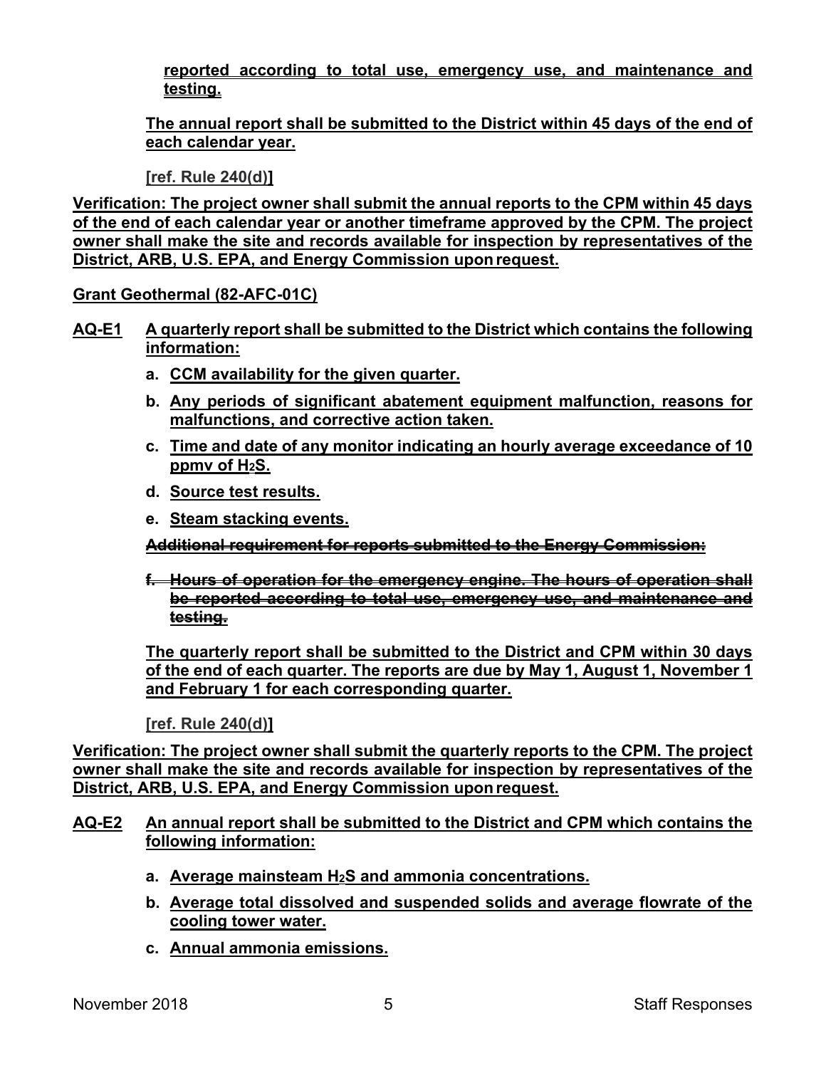reported according to total use, emergency use, and maintenance and testing.

**The annual report shall be submitted to the District within 45 days of the end of each calendar year.**

**[ref. Rule 240(d)]**

**Verification: The project owner shall submit the annual reports to the CPM within 45 days of the end of each calendar year or another timeframe approved by the CPM. The project owner shall make the site and records available for inspection by representatives of the District, ARB, U.S. EPA, and Energy Commission upon request.**

**Grant Geothermal (82-AFC-01C)**

**AQ-E1** **A quarterly report shall be submitted to the District which contains the following information:**

- **a. CCM availability for the given quarter.**
- **b. Any periods of significant abatement equipment malfunction, reasons for malfunctions, and corrective action taken.**
- **c. Time and date of any monitor indicating an hourly average exceedance of 10 ppmv of $H_2S$.**
- **d. Source test results.**
- **e. Steam stacking events.**

~~**Additional requirement for reports submitted to the Energy Commission:**~~

- ~~**f. Hours of operation for the emergency engine. The hours of operation shall be reported according to total use, emergency use, and maintenance and testing.**~~

**The quarterly report shall be submitted to the District and CPM within 30 days of the end of each quarter. The reports are due by May 1, August 1, November 1 and February 1 for each corresponding quarter.**

**[ref. Rule 240(d)]**

**Verification: The project owner shall submit the quarterly reports to the CPM. The project owner shall make the site and records available for inspection by representatives of the District, ARB, U.S. EPA, and Energy Commission upon request.**

**AQ-E2** **An annual report shall be submitted to the District and CPM which contains the following information:**

- **a. Average mainsteam $H_2S$ and ammonia concentrations.**
- **b. Average total dissolved and suspended solids and average flowrate of the cooling tower water.**
- **c. Annual ammonia emissions.**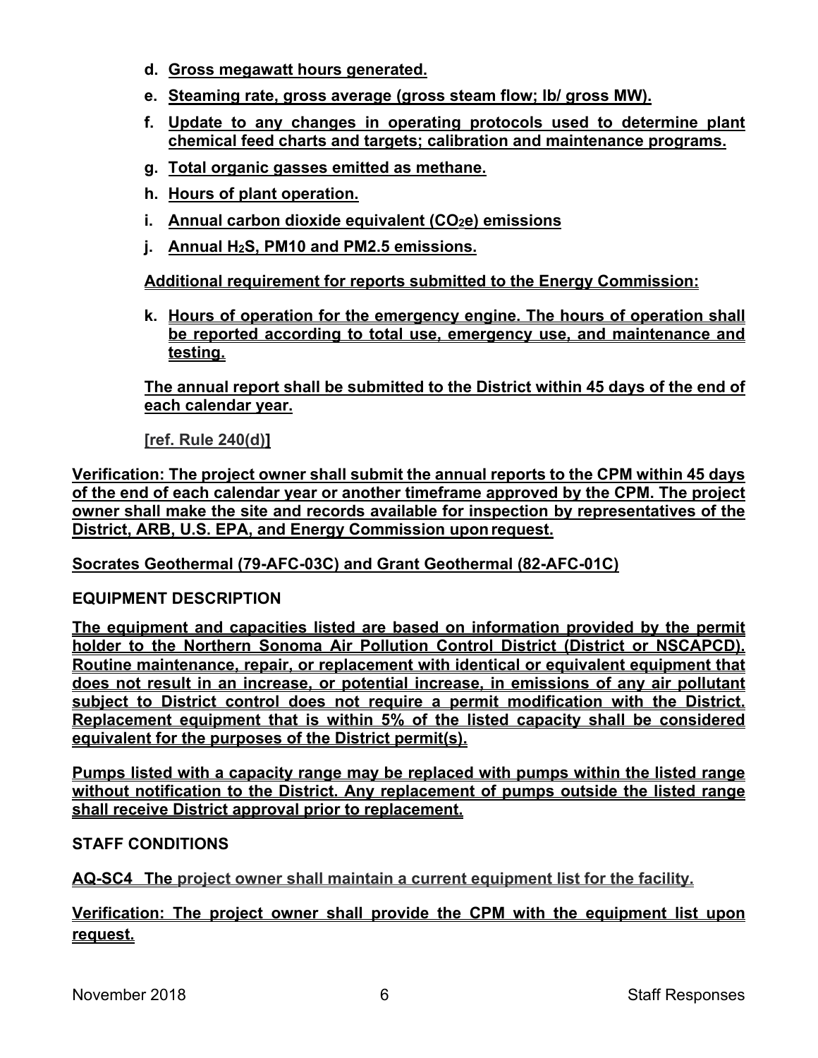d. **Gross megawatt hours generated.**

e. **Steaming rate, gross average (gross steam flow; lb/ gross MW).**

f. **Update to any changes in operating protocols used to determine plant chemical feed charts and targets; calibration and maintenance programs.**

g. **Total organic gasses emitted as methane.**

h. **Hours of plant operation.**

i. **Annual carbon dioxide equivalent ($CO_2e$) emissions**

j. **Annual $H_2S$, PM10 and PM2.5 emissions.**

**Additional requirement for reports submitted to the Energy Commission:**

k. **Hours of operation for the emergency engine. The hours of operation shall be reported according to total use, emergency use, and maintenance and testing.**

**The annual report shall be submitted to the District within 45 days of the end of each calendar year.**

**[ref. Rule 240(d)]**

**Verification: The project owner shall submit the annual reports to the CPM within 45 days of the end of each calendar year or another timeframe approved by the CPM. The project owner shall make the site and records available for inspection by representatives of the District, ARB, U.S. EPA, and Energy Commission upon request.**

**Socrates Geothermal (79-AFC-03C) and Grant Geothermal (82-AFC-01C)**

**EQUIPMENT DESCRIPTION**

**The equipment and capacities listed are based on information provided by the permit holder to the Northern Sonoma Air Pollution Control District (District or NSCAPCD). Routine maintenance, repair, or replacement with identical or equivalent equipment that does not result in an increase, or potential increase, in emissions of any air pollutant subject to District control does not require a permit modification with the District. Replacement equipment that is within 5% of the listed capacity shall be considered equivalent for the purposes of the District permit(s).**

**Pumps listed with a capacity range may be replaced with pumps within the listed range without notification to the District. Any replacement of pumps outside the listed range shall receive District approval prior to replacement.**

**STAFF CONDITIONS**

**AQ-SC4 The project owner shall maintain a current equipment list for the facility.**

**Verification: The project owner shall provide the CPM with the equipment list upon request.**